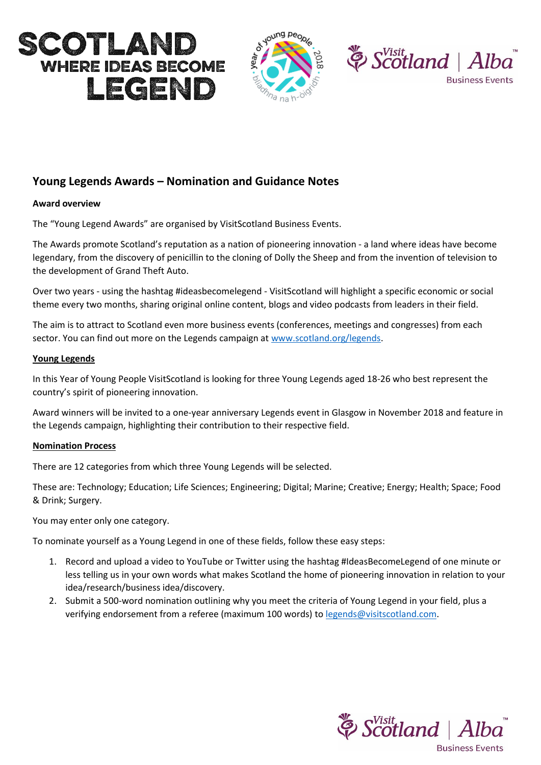# Young Legends Awards – Nomination and Guidance Notes

**Award overview**

The "Young Legend Awards" are organised by VisitScotland Business Events.

The Awards promote Scotland's reputation as a nation of pioneering innovation - a land where ideas have become legendary, from the discovery of penicillin to the cloning of Dolly the Sheep and from the invention of television to the development of Grand Theft Auto.

Over two years - using the hashtag #ideasbecomelegend - VisitScotland will highlight a specific economic or social theme every two months, sharing original online content, blogs and video podcasts from leaders in their field.

The aim is to attract to Scotland even more business events (conferences, meetings and congresses) from each sector. You can find out more on the Legends campaign at [www.scotland.org/legends](www.scotland.org/legends).

## Young Legends

In this Year of Young People VisitScotland is looking for three Young Legends aged 18-26 who best represent the country's spirit of pioneering innovation.

Award winners will be invited to a one-year anniversary Legends event in Glasgow in November 2018 and feature in the Legends campaign, highlighting their contribution to their respective field.

## Nomination Process

There are 12 categories from which three Young Legends will be selected.

These are: Technology; Education; Life Sciences; Engineering; Digital; Marine; Creative; Energy; Health; Space; Food & Drink; Surgery.

You may enter only one category.

To nominate yourself as a Young Legend in one of these fields, follow these easy steps:

1. Record and upload a video to YouTube or Twitter using the hashtag #IdeasBecomeLegend of one minute or less telling us in your own words what makes Scotland the home of pioneering innovation in relation to your idea/research/business idea/discovery.
2. Submit a 500-word nomination outlining why you meet the criteria of Young Legend in your field, plus a verifying endorsement from a referee (maximum 100 words) to [legends@visitscotland.com](mailto:legends@visitscotland.com).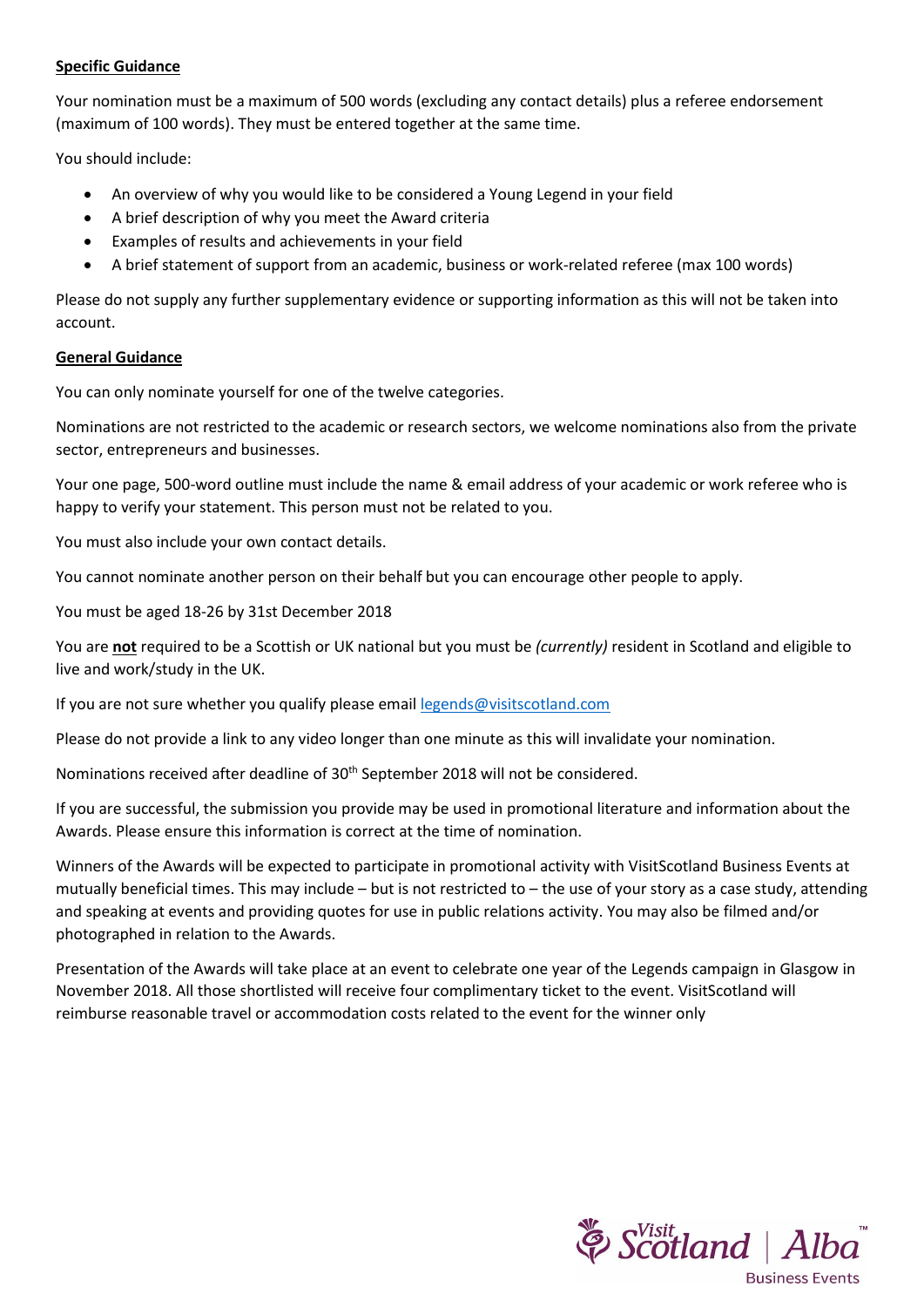**Specific Guidance**

Your nomination must be a maximum of 500 words (excluding any contact details) plus a referee endorsement (maximum of 100 words). They must be entered together at the same time.

You should include:

- An overview of why you would like to be considered a Young Legend in your field
- A brief description of why you meet the Award criteria
- Examples of results and achievements in your field
- A brief statement of support from an academic, business or work-related referee (max 100 words)

Please do not supply any further supplementary evidence or supporting information as this will not be taken into account.

**General Guidance**

You can only nominate yourself for one of the twelve categories.

Nominations are not restricted to the academic or research sectors, we welcome nominations also from the private sector, entrepreneurs and businesses.

Your one page, 500-word outline must include the name & email address of your academic or work referee who is happy to verify your statement. This person must not be related to you.

You must also include your own contact details.

You cannot nominate another person on their behalf but you can encourage other people to apply.

You must be aged 18-26 by 31st December 2018

You are **not** required to be a Scottish or UK national but you must be *(currently)* resident in Scotland and eligible to live and work/study in the UK.

If you are not sure whether you qualify please email legends@visitscotland.com

Please do not provide a link to any video longer than one minute as this will invalidate your nomination.

Nominations received after deadline of 30th September 2018 will not be considered.

If you are successful, the submission you provide may be used in promotional literature and information about the Awards. Please ensure this information is correct at the time of nomination.

Winners of the Awards will be expected to participate in promotional activity with VisitScotland Business Events at mutually beneficial times. This may include – but is not restricted to – the use of your story as a case study, attending and speaking at events and providing quotes for use in public relations activity. You may also be filmed and/or photographed in relation to the Awards.

Presentation of the Awards will take place at an event to celebrate one year of the Legends campaign in Glasgow in November 2018. All those shortlisted will receive four complimentary ticket to the event. VisitScotland will reimburse reasonable travel or accommodation costs related to the event for the winner only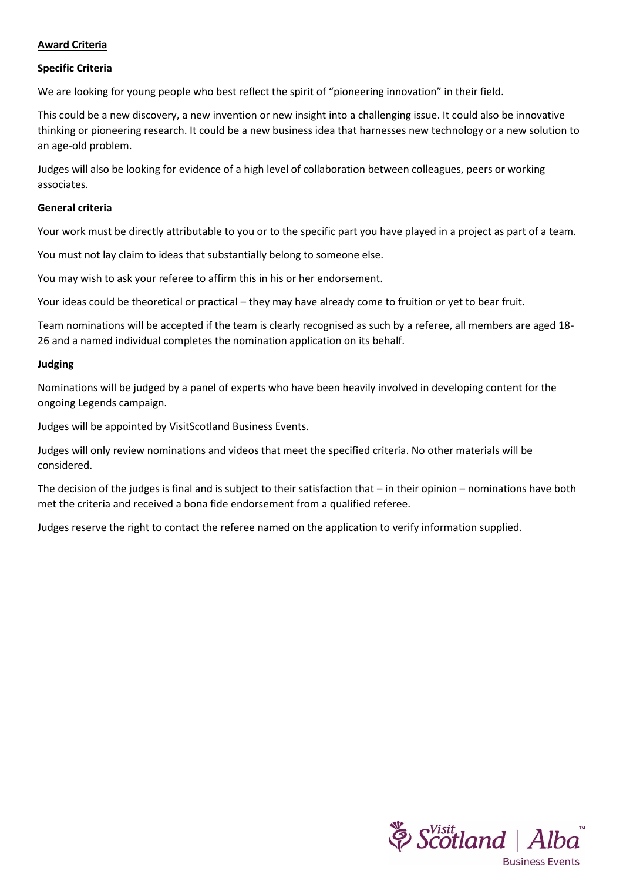## Award Criteria

### Specific Criteria

We are looking for young people who best reflect the spirit of "pioneering innovation" in their field.

This could be a new discovery, a new invention or new insight into a challenging issue. It could also be innovative thinking or pioneering research. It could be a new business idea that harnesses new technology or a new solution to an age-old problem.

Judges will also be looking for evidence of a high level of collaboration between colleagues, peers or working associates.

### General criteria

Your work must be directly attributable to you or to the specific part you have played in a project as part of a team.

You must not lay claim to ideas that substantially belong to someone else.

You may wish to ask your referee to affirm this in his or her endorsement.

Your ideas could be theoretical or practical – they may have already come to fruition or yet to bear fruit.

Team nominations will be accepted if the team is clearly recognised as such by a referee, all members are aged 18-26 and a named individual completes the nomination application on its behalf.

### Judging

Nominations will be judged by a panel of experts who have been heavily involved in developing content for the ongoing Legends campaign.

Judges will be appointed by VisitScotland Business Events.

Judges will only review nominations and videos that meet the specified criteria. No other materials will be considered.

The decision of the judges is final and is subject to their satisfaction that – in their opinion – nominations have both met the criteria and received a bona fide endorsement from a qualified referee.

Judges reserve the right to contact the referee named on the application to verify information supplied.

VisitScotland | Alba™
Business Events